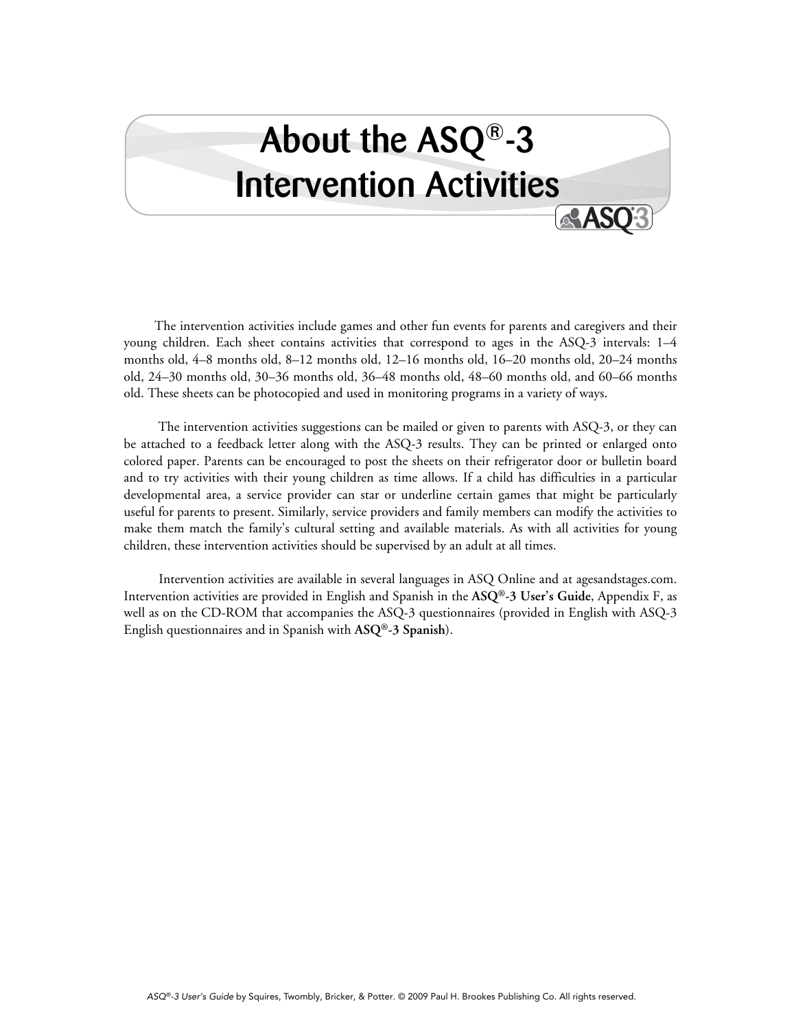# About the ASQ®-3 Intervention Activities

The intervention activities include games and other fun events for parents and caregivers and their young children. Each sheet contains activities that correspond to ages in the ASQ-3 intervals: 1–4 months old, 4–8 months old, 8–12 months old, 12–16 months old, 16–20 months old, 20–24 months old, 24–30 months old, 30–36 months old, 36–48 months old, 48–60 months old, and 60–66 months old. These sheets can be photocopied and used in monitoring programs in a variety of ways.

The intervention activities suggestions can be mailed or given to parents with ASQ-3, or they can be attached to a feedback letter along with the ASQ-3 results. They can be printed or enlarged onto colored paper. Parents can be encouraged to post the sheets on their refrigerator door or bulletin board and to try activities with their young children as time allows. If a child has difficulties in a particular developmental area, a service provider can star or underline certain games that might be particularly useful for parents to present. Similarly, service providers and family members can modify the activities to make them match the family's cultural setting and available materials. As with all activities for young children, these intervention activities should be supervised by an adult at all times.

Intervention activities are available in several languages in ASQ Online and at agesandstages.com. Intervention activities are provided in English and Spanish in the **ASQ®-3 User's Guide**, Appendix F, as well as on the CD-ROM that accompanies the ASQ-3 questionnaires (provided in English with ASQ-3 English questionnaires and in Spanish with **ASQ®-3 Spanish**).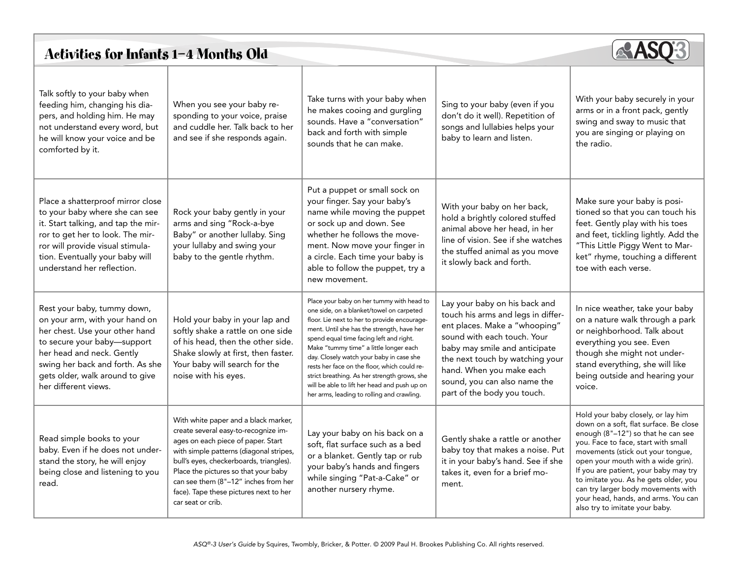# Activities for Infants 1–4 Months Old

Talk softly to your baby when feeding him, changing his diapers, and holding him. He may not understand every word, but he will know your voice and be comforted by it.

When you see your baby responding to your voice, praise and cuddle her. Talk back to her and see if she responds again.

Take turns with your baby when he makes cooing and gurgling sounds. Have a "conversation" back and forth with simple sounds that he can make.

Sing to your baby (even if you don't do it well). Repetition of songs and lullabies helps your baby to learn and listen.

With your baby securely in your arms or in a front pack, gently swing and sway to music that you are singing or playing on the radio.

Place a shatterproof mirror close to your baby where she can see it. Start talking, and tap the mirror to get her to look. The mirror will provide visual stimulation. Eventually your baby will understand her reflection.

Rock your baby gently in your arms and sing "Rock-a-bye Baby" or another lullaby. Sing your lullaby and swing your baby to the gentle rhythm.

Put a puppet or small sock on your finger. Say your baby's name while moving the puppet or sock up and down. See whether he follows the movement. Now move your finger in a circle. Each time your baby is able to follow the puppet, try a new movement.

With your baby on her back, hold a brightly colored stuffed animal above her head, in her line of vision. See if she watches the stuffed animal as you move it slowly back and forth.

Make sure your baby is positioned so that you can touch his feet. Gently play with his toes and feet, tickling lightly. Add the "This Little Piggy Went to Market" rhyme, touching a different toe with each verse.

Rest your baby, tummy down, on your arm, with your hand on her chest. Use your other hand to secure your baby—support her head and neck. Gently swing her back and forth. As she gets older, walk around to give her different views.

Hold your baby in your lap and softly shake a rattle on one side of his head, then the other side. Shake slowly at first, then faster. Your baby will search for the noise with his eyes.

Place your baby on her tummy with head to one side, on a blanket/towel on carpeted floor. Lie next to her to provide encouragement. Until she has the strength, have her spend equal time facing left and right. Make "tummy time" a little longer each day. Closely watch your baby in case she rests her face on the floor, which could restrict breathing. As her strength grows, she will be able to lift her head and push up on her arms, leading to rolling and crawling.

Lay your baby on his back and touch his arms and legs in different places. Make a "whooping" sound with each touch. Your baby may smile and anticipate the next touch by watching your hand. When you make each sound, you can also name the part of the body you touch.

In nice weather, take your baby on a nature walk through a park or neighborhood. Talk about everything you see. Even though she might not understand everything, she will like being outside and hearing your voice.

Read simple books to your baby. Even if he does not understand the story, he will enjoy being close and listening to you read.

With white paper and a black marker, create several easy-to-recognize images on each piece of paper. Start with simple patterns (diagonal stripes, bull's eyes, checkerboards, triangles). Place the pictures so that your baby can see them (8"–12" inches from her face). Tape these pictures next to her car seat or crib.

Lay your baby on his back on a soft, flat surface such as a bed or a blanket. Gently tap or rub your baby's hands and fingers while singing "Pat-a-Cake" or another nursery rhyme.

Gently shake a rattle or another baby toy that makes a noise. Put it in your baby's hand. See if she takes it, even for a brief moment.

Hold your baby closely, or lay him down on a soft, flat surface. Be close enough (8"–12") so that he can see you. Face to face, start with small movements (stick out your tongue, open your mouth with a wide grin). If you are patient, your baby may try to imitate you. As he gets older, you can try larger body movements with your head, hands, and arms. You can also try to imitate your baby.

*ASQ®-3 User's Guide* by Squires, Twombly, Bricker, & Potter. © 2009 Paul H. Brookes Publishing Co. All rights reserved.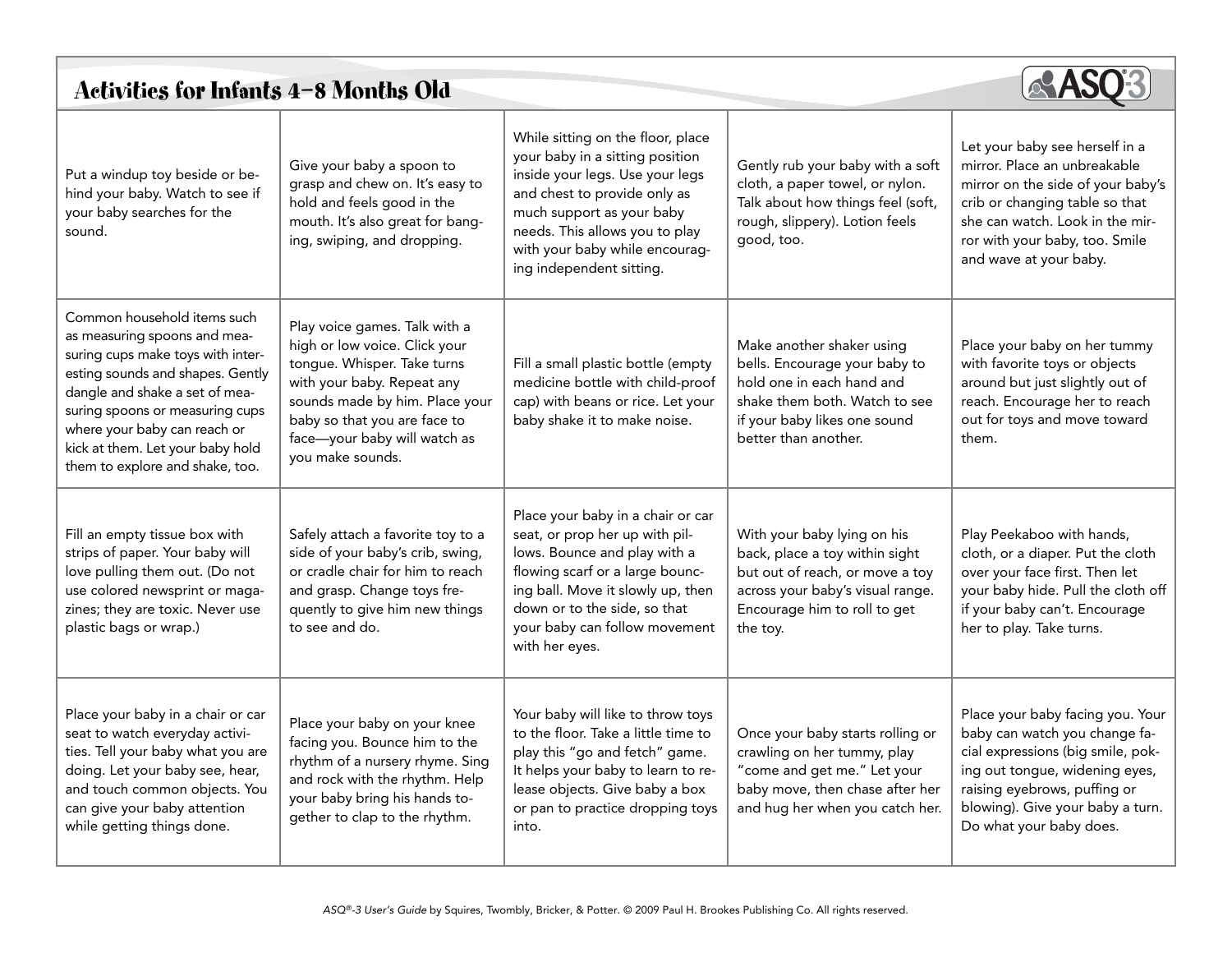# Activities for Infants 4–8 Months Old

ASQ-3

| | | | | |
|---|---|---|---|---|
| Put a windup toy beside or behind your baby. Watch to see if your baby searches for the sound. | Give your baby a spoon to grasp and chew on. It's easy to hold and feels good in the mouth. It's also great for banging, swiping, and dropping. | While sitting on the floor, place your baby in a sitting position inside your legs. Use your legs and chest to provide only as much support as your baby needs. This allows you to play with your baby while encouraging independent sitting. | Gently rub your baby with a soft cloth, a paper towel, or nylon. Talk about how things feel (soft, rough, slippery). Lotion feels good, too. | Let your baby see herself in a mirror. Place an unbreakable mirror on the side of your baby's crib or changing table so that she can watch. Look in the mirror with your baby, too. Smile and wave at your baby. |
| Common household items such as measuring spoons and measuring cups make toys with interesting sounds and shapes. Gently dangle and shake a set of measuring spoons or measuring cups where your baby can reach or kick at them. Let your baby hold them to explore and shake, too. | Play voice games. Talk with a high or low voice. Click your tongue. Whisper. Take turns with your baby. Repeat any sounds made by him. Place your baby so that you are face to face—your baby will watch as you make sounds. | Fill a small plastic bottle (empty medicine bottle with child-proof cap) with beans or rice. Let your baby shake it to make noise. | Make another shaker using bells. Encourage your baby to hold one in each hand and shake them both. Watch to see if your baby likes one sound better than another. | Place your baby on her tummy with favorite toys or objects around but just slightly out of reach. Encourage her to reach out for toys and move toward them. |
| Fill an empty tissue box with strips of paper. Your baby will love pulling them out. (Do not use colored newsprint or magazines; they are toxic. Never use plastic bags or wrap.) | Safely attach a favorite toy to a side of your baby's crib, swing, or cradle chair for him to reach and grasp. Change toys frequently to give him new things to see and do. | Place your baby in a chair or car seat, or prop her up with pillows. Bounce and play with a flowing scarf or a large bouncing ball. Move it slowly up, then down or to the side, so that your baby can follow movement with her eyes. | With your baby lying on his back, place a toy within sight but out of reach, or move a toy across your baby's visual range. Encourage him to roll to get the toy. | Play Peekaboo with hands, cloth, or a diaper. Put the cloth over your face first. Then let your baby hide. Pull the cloth off if your baby can't. Encourage her to play. Take turns. |
| Place your baby in a chair or car seat to watch everyday activities. Tell your baby what you are doing. Let your baby see, hear, and touch common objects. You can give your baby attention while getting things done. | Place your baby on your knee facing you. Bounce him to the rhythm of a nursery rhyme. Sing and rock with the rhythm. Help your baby bring his hands together to clap to the rhythm. | Your baby will like to throw toys to the floor. Take a little time to play this "go and fetch" game. It helps your baby to learn to release objects. Give baby a box or pan to practice dropping toys into. | Once your baby starts rolling or crawling on her tummy, play "come and get me." Let your baby move, then chase after her and hug her when you catch her. | Place your baby facing you. Your baby can watch you change facial expressions (big smile, poking out tongue, widening eyes, raising eyebrows, puffing or blowing). Give your baby a turn. Do what your baby does. |

*ASQ®-3 User's Guide* by Squires, Twombly, Bricker, & Potter. © 2009 Paul H. Brookes Publishing Co. All rights reserved.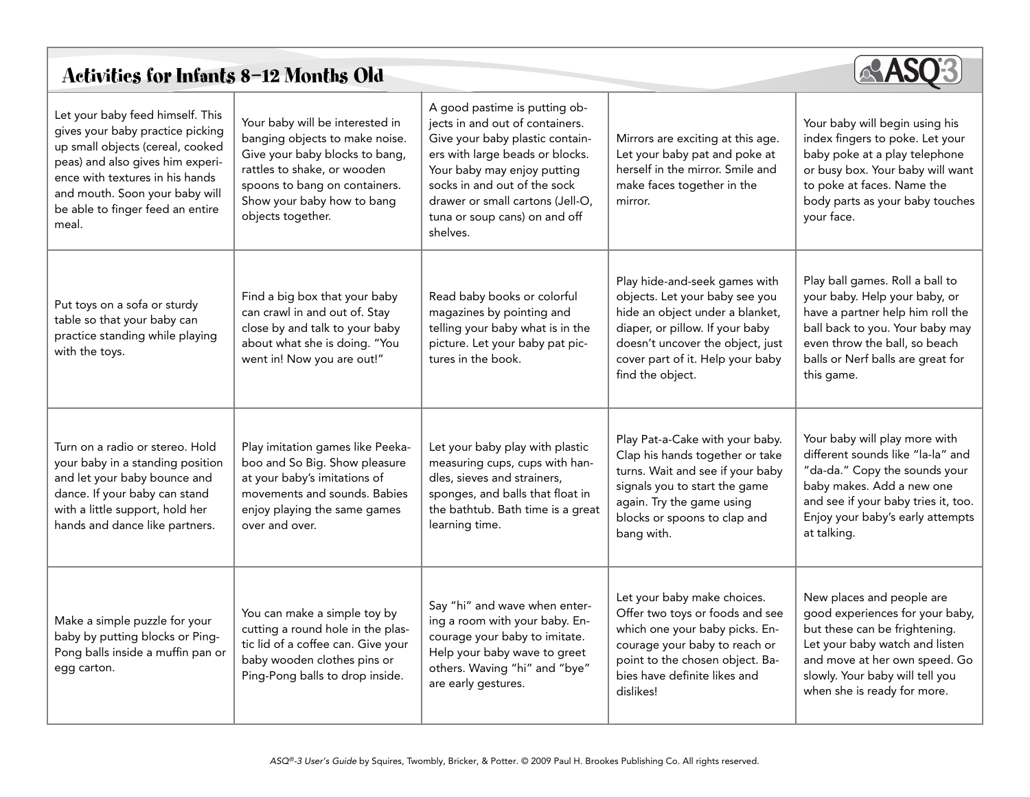# Activities for Infants 8–12 Months Old

| | | | | |
|---|---|---|---|---|
| Let your baby feed himself. This gives your baby practice picking up small objects (cereal, cooked peas) and also gives him experience with textures in his hands and mouth. Soon your baby will be able to finger feed an entire meal. | Your baby will be interested in banging objects to make noise. Give your baby blocks to bang, rattles to shake, or wooden spoons to bang on containers. Show your baby how to bang objects together. | A good pastime is putting objects in and out of containers. Give your baby plastic containers with large beads or blocks. Your baby may enjoy putting socks in and out of the sock drawer or small cartons (Jell-O, tuna or soup cans) on and off shelves. | Mirrors are exciting at this age. Let your baby pat and poke at herself in the mirror. Smile and make faces together in the mirror. | Your baby will begin using his index fingers to poke. Let your baby poke at a play telephone or busy box. Your baby will want to poke at faces. Name the body parts as your baby touches your face. |
| Put toys on a sofa or sturdy table so that your baby can practice standing while playing with the toys. | Find a big box that your baby can crawl in and out of. Stay close by and talk to your baby about what she is doing. "You went in! Now you are out!" | Read baby books or colorful magazines by pointing and telling your baby what is in the picture. Let your baby pat pictures in the book. | Play hide-and-seek games with objects. Let your baby see you hide an object under a blanket, diaper, or pillow. If your baby doesn't uncover the object, just cover part of it. Help your baby find the object. | Play ball games. Roll a ball to your baby. Help your baby, or have a partner help him roll the ball back to you. Your baby may even throw the ball, so beach balls or Nerf balls are great for this game. |
| Turn on a radio or stereo. Hold your baby in a standing position and let your baby bounce and dance. If your baby can stand with a little support, hold her hands and dance like partners. | Play imitation games like Peekaboo and So Big. Show pleasure at your baby's imitations of movements and sounds. Babies enjoy playing the same games over and over. | Let your baby play with plastic measuring cups, cups with handles, sieves and strainers, sponges, and balls that float in the bathtub. Bath time is a great learning time. | Play Pat-a-Cake with your baby. Clap his hands together or take turns. Wait and see if your baby signals you to start the game again. Try the game using blocks or spoons to clap and bang with. | Your baby will play more with different sounds like "la-la" and "da-da." Copy the sounds your baby makes. Add a new one and see if your baby tries it, too. Enjoy your baby's early attempts at talking. |
| Make a simple puzzle for your baby by putting blocks or Ping-Pong balls inside a muffin pan or egg carton. | You can make a simple toy by cutting a round hole in the plastic lid of a coffee can. Give your baby wooden clothes pins or Ping-Pong balls to drop inside. | Say "hi" and wave when entering a room with your baby. Encourage your baby to imitate. Help your baby wave to greet others. Waving "hi" and "bye" are early gestures. | Let your baby make choices. Offer two toys or foods and see which one your baby picks. Encourage your baby to reach or point to the chosen object. Babies have definite likes and dislikes! | New places and people are good experiences for your baby, but these can be frightening. Let your baby watch and listen and move at her own speed. Go slowly. Your baby will tell you when she is ready for more. |

*ASQ®-3 User's Guide* by Squires, Twombly, Bricker, & Potter. © 2009 Paul H. Brookes Publishing Co. All rights reserved.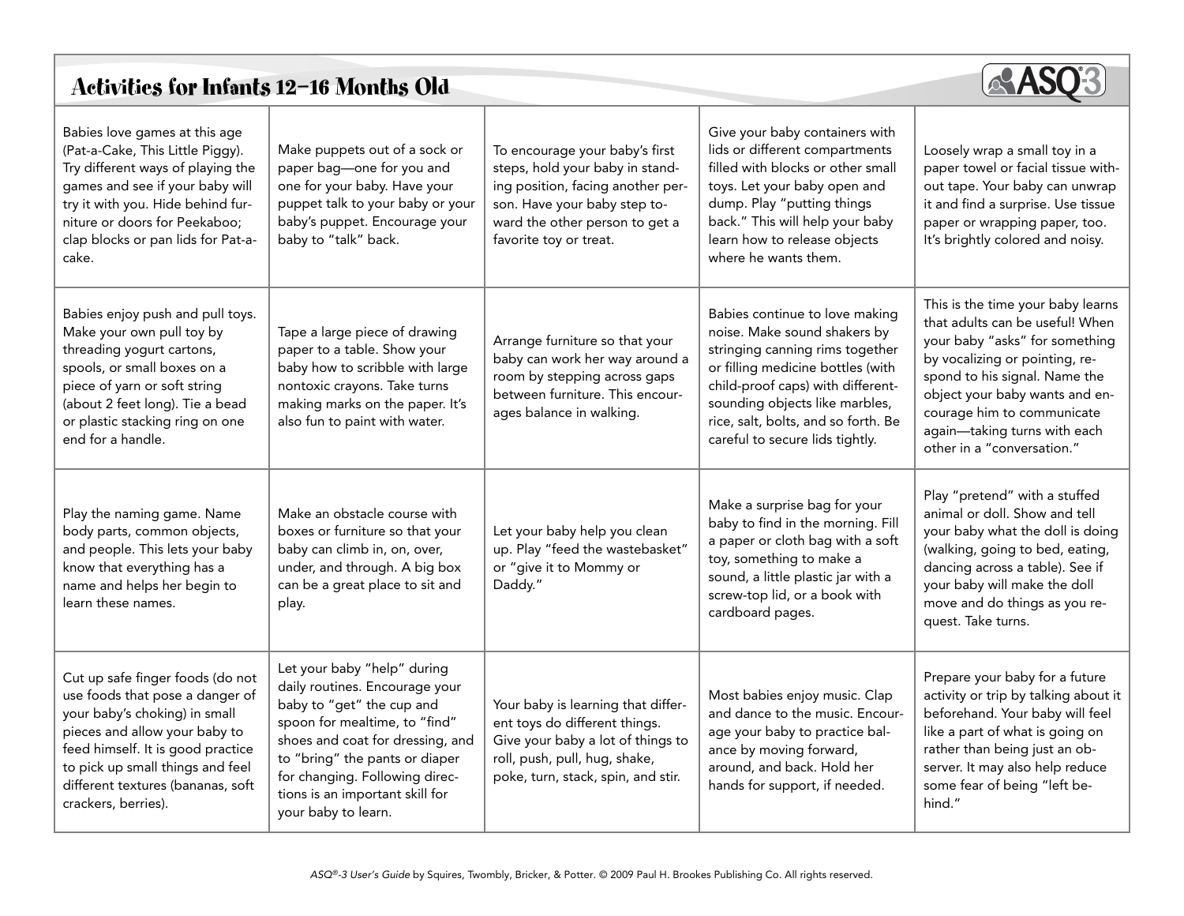# Activities for Infants 12–16 Months Old

ASQ-3

| | | | | |
|---|---|---|---|---|
| Babies love games at this age (Pat-a-Cake, This Little Piggy). Try different ways of playing the games and see if your baby will try it with you. Hide behind furniture or doors for Peekaboo; clap blocks or pan lids for Pat-a-cake. | Make puppets out of a sock or paper bag—one for you and one for your baby. Have your puppet talk to your baby or your baby's puppet. Encourage your baby to "talk" back. | To encourage your baby's first steps, hold your baby in standing position, facing another person. Have your baby step toward the other person to get a favorite toy or treat. | Give your baby containers with lids or different compartments filled with blocks or other small toys. Let your baby open and dump. Play "putting things back." This will help your baby learn how to release objects where he wants them. | Loosely wrap a small toy in a paper towel or facial tissue without tape. Your baby can unwrap it and find a surprise. Use tissue paper or wrapping paper, too. It's brightly colored and noisy. |
| Babies enjoy push and pull toys. Make your own pull toy by threading yogurt cartons, spools, or small boxes on a piece of yarn or soft string (about 2 feet long). Tie a bead or plastic stacking ring on one end for a handle. | Tape a large piece of drawing paper to a table. Show your baby how to scribble with large nontoxic crayons. Take turns making marks on the paper. It's also fun to paint with water. | Arrange furniture so that your baby can work her way around a room by stepping across gaps between furniture. This encourages balance in walking. | Babies continue to love making noise. Make sound shakers by stringing canning rims together or filling medicine bottles (with child-proof caps) with different-sounding objects like marbles, rice, salt, bolts, and so forth. Be careful to secure lids tightly. | This is the time your baby learns that adults can be useful! When your baby "asks" for something by vocalizing or pointing, respond to his signal. Name the object your baby wants and encourage him to communicate again—taking turns with each other in a "conversation." |
| Play the naming game. Name body parts, common objects, and people. This lets your baby know that everything has a name and helps her begin to learn these names. | Make an obstacle course with boxes or furniture so that your baby can climb in, on, over, under, and through. A big box can be a great place to sit and play. | Let your baby help you clean up. Play "feed the wastebasket" or "give it to Mommy or Daddy." | Make a surprise bag for your baby to find in the morning. Fill a paper or cloth bag with a soft toy, something to make a sound, a little plastic jar with a screw-top lid, or a book with cardboard pages. | Play "pretend" with a stuffed animal or doll. Show and tell your baby what the doll is doing (walking, going to bed, eating, dancing across a table). See if your baby will make the doll move and do things as you request. Take turns. |
| Cut up safe finger foods (do not use foods that pose a danger of your baby's choking) in small pieces and allow your baby to feed himself. It is good practice to pick up small things and feel different textures (bananas, soft crackers, berries). | Let your baby "help" during daily routines. Encourage your baby to "get" the cup and spoon for mealtime, to "find" shoes and coat for dressing, and to "bring" the pants or diaper for changing. Following directions is an important skill for your baby to learn. | Your baby is learning that different toys do different things. Give your baby a lot of things to roll, push, pull, hug, shake, poke, turn, stack, spin, and stir. | Most babies enjoy music. Clap and dance to the music. Encourage your baby to practice balance by moving forward, around, and back. Hold her hands for support, if needed. | Prepare your baby for a future activity or trip by talking about it beforehand. Your baby will feel like a part of what is going on rather than being just an observer. It may also help reduce some fear of being "left behind." |

*ASQ®-3 User's Guide* by Squires, Twombly, Bricker, & Potter. © 2009 Paul H. Brookes Publishing Co. All rights reserved.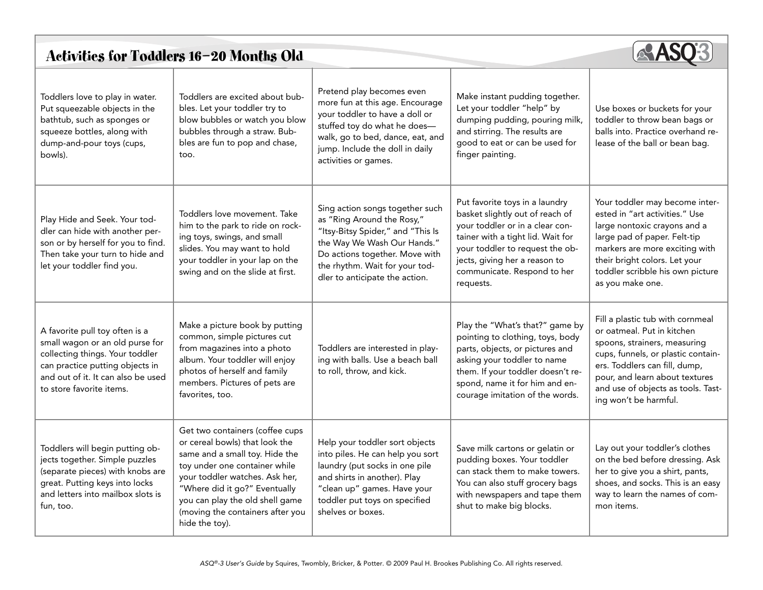# Activities for Toddlers 16–20 Months Old

- Toddlers love to play in water. Put squeezable objects in the bathtub, such as sponges or squeeze bottles, along with dump-and-pour toys (cups, bowls).
- Toddlers are excited about bubbles. Let your toddler try to blow bubbles or watch you blow bubbles through a straw. Bubbles are fun to pop and chase, too.
- Pretend play becomes even more fun at this age. Encourage your toddler to have a doll or stuffed toy do what he does—walk, go to bed, dance, eat, and jump. Include the doll in daily activities or games.
- Make instant pudding together. Let your toddler "help" by dumping pudding, pouring milk, and stirring. The results are good to eat or can be used for finger painting.
- Use boxes or buckets for your toddler to throw bean bags or balls into. Practice overhand release of the ball or bean bag.
- Play Hide and Seek. Your toddler can hide with another person or by herself for you to find. Then take your turn to hide and let your toddler find you.
- Toddlers love movement. Take him to the park to ride on rocking toys, swings, and small slides. You may want to hold your toddler in your lap on the swing and on the slide at first.
- Sing action songs together such as "Ring Around the Rosy," "Itsy-Bitsy Spider," and "This Is the Way We Wash Our Hands." Do actions together. Move with the rhythm. Wait for your toddler to anticipate the action.
- Put favorite toys in a laundry basket slightly out of reach of your toddler or in a clear container with a tight lid. Wait for your toddler to request the objects, giving her a reason to communicate. Respond to her requests.
- Your toddler may become interested in "art activities." Use large nontoxic crayons and a large pad of paper. Felt-tip markers are more exciting with their bright colors. Let your toddler scribble his own picture as you make one.
- A favorite pull toy often is a small wagon or an old purse for collecting things. Your toddler can practice putting objects in and out of it. It can also be used to store favorite items.
- Make a picture book by putting common, simple pictures cut from magazines into a photo album. Your toddler will enjoy photos of herself and family members. Pictures of pets are favorites, too.
- Toddlers are interested in playing with balls. Use a beach ball to roll, throw, and kick.
- Play the "What's that?" game by pointing to clothing, toys, body parts, objects, or pictures and asking your toddler to name them. If your toddler doesn't respond, name it for him and encourage imitation of the words.
- Fill a plastic tub with cornmeal or oatmeal. Put in kitchen spoons, strainers, measuring cups, funnels, or plastic containers. Toddlers can fill, dump, pour, and learn about textures and use of objects as tools. Tasting won't be harmful.
- Toddlers will begin putting objects together. Simple puzzles (separate pieces) with knobs are great. Putting keys into locks and letters into mailbox slots is fun, too.
- Get two containers (coffee cups or cereal bowls) that look the same and a small toy. Hide the toy under one container while your toddler watches. Ask her, "Where did it go?" Eventually you can play the old shell game (moving the containers after you hide the toy).
- Help your toddler sort objects into piles. He can help you sort laundry (put socks in one pile and shirts in another). Play "clean up" games. Have your toddler put toys on specified shelves or boxes.
- Save milk cartons or gelatin or pudding boxes. Your toddler can stack them to make towers. You can also stuff grocery bags with newspapers and tape them shut to make big blocks.
- Lay out your toddler's clothes on the bed before dressing. Ask her to give you a shirt, pants, shoes, and socks. This is an easy way to learn the names of common items.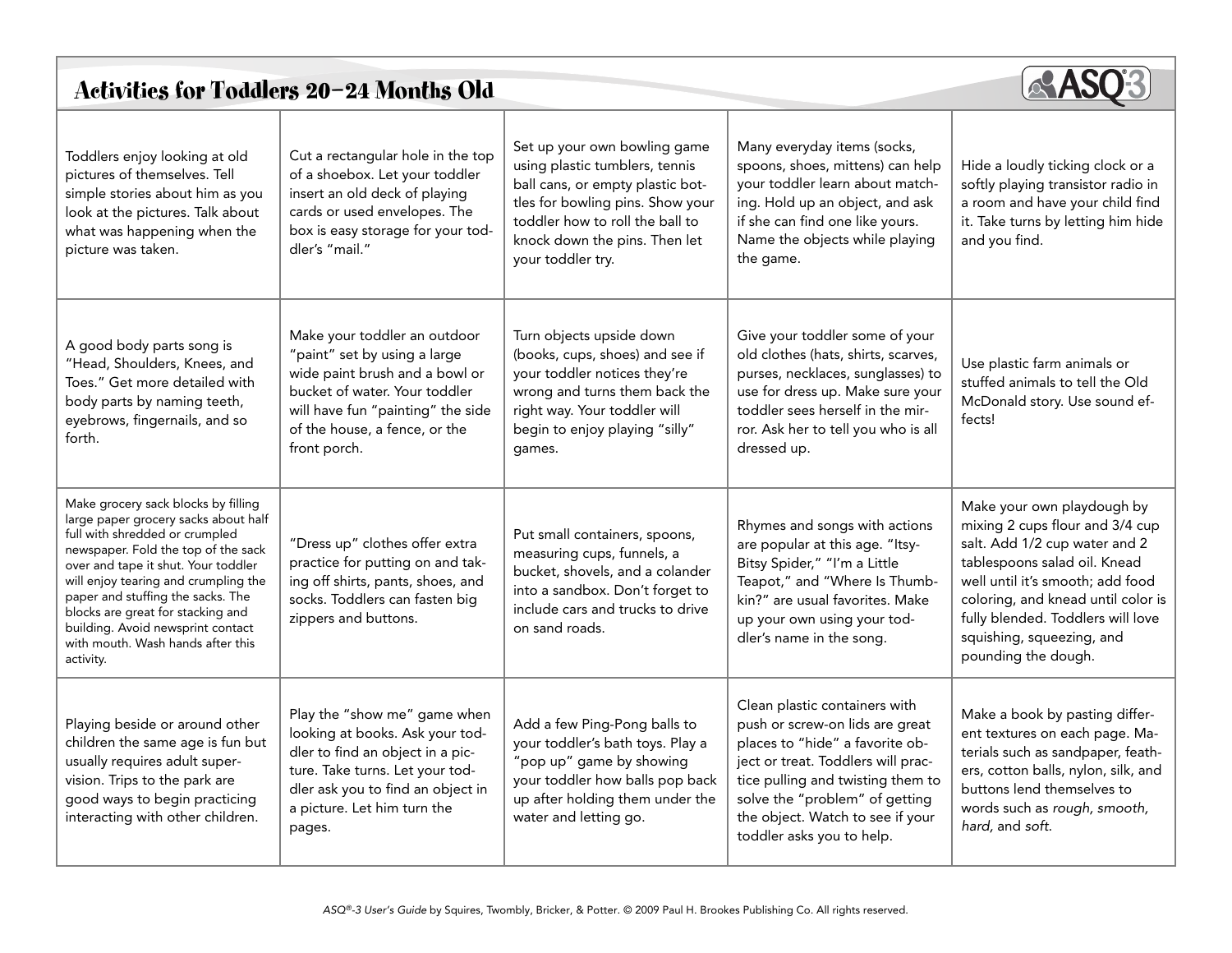# Activities for Toddlers 20–24 Months Old

Toddlers enjoy looking at old pictures of themselves. Tell simple stories about him as you look at the pictures. Talk about what was happening when the picture was taken.

Cut a rectangular hole in the top of a shoebox. Let your toddler insert an old deck of playing cards or used envelopes. The box is easy storage for your toddler's "mail."

Set up your own bowling game using plastic tumblers, tennis ball cans, or empty plastic bottles for bowling pins. Show your toddler how to roll the ball to knock down the pins. Then let your toddler try.

Many everyday items (socks, spoons, shoes, mittens) can help your toddler learn about matching. Hold up an object, and ask if she can find one like yours. Name the objects while playing the game.

Hide a loudly ticking clock or a softly playing transistor radio in a room and have your child find it. Take turns by letting him hide and you find.

A good body parts song is "Head, Shoulders, Knees, and Toes." Get more detailed with body parts by naming teeth, eyebrows, fingernails, and so forth.

Make your toddler an outdoor "paint" set by using a large wide paint brush and a bowl or bucket of water. Your toddler will have fun "painting" the side of the house, a fence, or the front porch.

Turn objects upside down (books, cups, shoes) and see if your toddler notices they're wrong and turns them back the right way. Your toddler will begin to enjoy playing "silly" games.

Give your toddler some of your old clothes (hats, shirts, scarves, purses, necklaces, sunglasses) to use for dress up. Make sure your toddler sees herself in the mirror. Ask her to tell you who is all dressed up.

Use plastic farm animals or stuffed animals to tell the Old McDonald story. Use sound effects!

Make grocery sack blocks by filling large paper grocery sacks about half full with shredded or crumpled newspaper. Fold the top of the sack over and tape it shut. Your toddler will enjoy tearing and crumpling the paper and stuffing the sacks. The blocks are great for stacking and building. Avoid newsprint contact with mouth. Wash hands after this activity.

"Dress up" clothes offer extra practice for putting on and taking off shirts, pants, shoes, and socks. Toddlers can fasten big zippers and buttons.

Put small containers, spoons, measuring cups, funnels, a bucket, shovels, and a colander into a sandbox. Don't forget to include cars and trucks to drive on sand roads.

Rhymes and songs with actions are popular at this age. "Itsy-Bitsy Spider," "I'm a Little Teapot," and "Where Is Thumbkin?" are usual favorites. Make up your own using your toddler's name in the song.

Make your own playdough by mixing 2 cups flour and 3/4 cup salt. Add 1/2 cup water and 2 tablespoons salad oil. Knead well until it's smooth; add food coloring, and knead until color is fully blended. Toddlers will love squishing, squeezing, and pounding the dough.

Playing beside or around other children the same age is fun but usually requires adult supervision. Trips to the park are good ways to begin practicing interacting with other children.

Play the "show me" game when looking at books. Ask your toddler to find an object in a picture. Take turns. Let your toddler ask you to find an object in a picture. Let him turn the pages.

Add a few Ping-Pong balls to your toddler's bath toys. Play a "pop up" game by showing your toddler how balls pop back up after holding them under the water and letting go.

Clean plastic containers with push or screw-on lids are great places to "hide" a favorite object or treat. Toddlers will practice pulling and twisting them to solve the "problem" of getting the object. Watch to see if your toddler asks you to help.

Make a book by pasting different textures on each page. Materials such as sandpaper, feathers, cotton balls, nylon, silk, and buttons lend themselves to words such as *rough, smooth, hard,* and *soft.*

*ASQ®-3 User's Guide* by Squires, Twombly, Bricker, & Potter. © 2009 Paul H. Brookes Publishing Co. All rights reserved.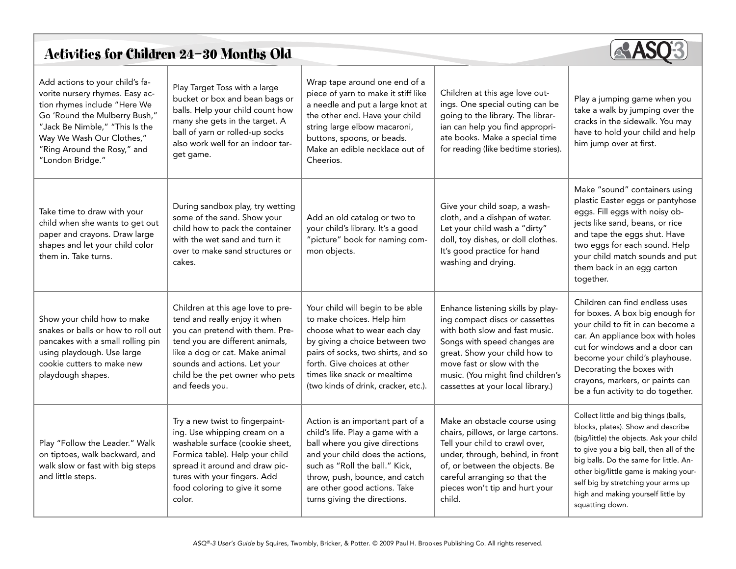# Activities for Children 24–30 Months Old

| | | | | |
|---|---|---|---|---|
| Add actions to your child's favorite nursery rhymes. Easy action rhymes include "Here We Go 'Round the Mulberry Bush," "Jack Be Nimble," "This Is the Way We Wash Our Clothes," "Ring Around the Rosy," and "London Bridge." | Play Target Toss with a large bucket or box and bean bags or balls. Help your child count how many she gets in the target. A ball of yarn or rolled-up socks also work well for an indoor target game. | Wrap tape around one end of a piece of yarn to make it stiff like a needle and put a large knot at the other end. Have your child string large elbow macaroni, buttons, spoons, or beads. Make an edible necklace out of Cheerios. | Children at this age love outings. One special outing can be going to the library. The librarian can help you find appropriate books. Make a special time for reading (like bedtime stories). | Play a jumping game when you take a walk by jumping over the cracks in the sidewalk. You may have to hold your child and help him jump over at first. |
| Take time to draw with your child when she wants to get out paper and crayons. Draw large shapes and let your child color them in. Take turns. | During sandbox play, try wetting some of the sand. Show your child how to pack the container with the wet sand and turn it over to make sand structures or cakes. | Add an old catalog or two to your child's library. It's a good "picture" book for naming common objects. | Give your child soap, a washcloth, and a dishpan of water. Let your child wash a "dirty" doll, toy dishes, or doll clothes. It's good practice for hand washing and drying. | Make "sound" containers using plastic Easter eggs or pantyhose eggs. Fill eggs with noisy objects like sand, beans, or rice and tape the eggs shut. Have two eggs for each sound. Help your child match sounds and put them back in an egg carton together. |
| Show your child how to make snakes or balls or how to roll out pancakes with a small rolling pin using playdough. Use large cookie cutters to make new playdough shapes. | Children at this age love to pretend and really enjoy it when you can pretend with them. Pretend you are different animals, like a dog or cat. Make animal sounds and actions. Let your child be the pet owner who pets and feeds you. | Your child will begin to be able to make choices. Help him choose what to wear each day by giving a choice between two pairs of socks, two shirts, and so forth. Give choices at other times like snack or mealtime (two kinds of drink, cracker, etc.). | Enhance listening skills by playing compact discs or cassettes with both slow and fast music. Songs with speed changes are great. Show your child how to move fast or slow with the music. (You might find children's cassettes at your local library.) | Children can find endless uses for boxes. A box big enough for your child to fit in can become a car. An appliance box with holes cut for windows and a door can become your child's playhouse. Decorating the boxes with crayons, markers, or paints can be a fun activity to do together. |
| Play "Follow the Leader." Walk on tiptoes, walk backward, and walk slow or fast with big steps and little steps. | Try a new twist to fingerpainting. Use whipping cream on a washable surface (cookie sheet, Formica table). Help your child spread it around and draw pictures with your fingers. Add food coloring to give it some color. | Action is an important part of a child's life. Play a game with a ball where you give directions and your child does the actions, such as "Roll the ball." Kick, throw, push, bounce, and catch are other good actions. Take turns giving the directions. | Make an obstacle course using chairs, pillows, or large cartons. Tell your child to crawl over, under, through, behind, in front of, or between the objects. Be careful arranging so that the pieces won't tip and hurt your child. | Collect little and big things (balls, blocks, plates). Show and describe (big/little) the objects. Ask your child to give you a big ball, then all of the big balls. Do the same for little. Another big/little game is making yourself big by stretching your arms up high and making yourself little by squatting down. |

*ASQ®-3 User's Guide* by Squires, Twombly, Bricker, & Potter. © 2009 Paul H. Brookes Publishing Co. All rights reserved.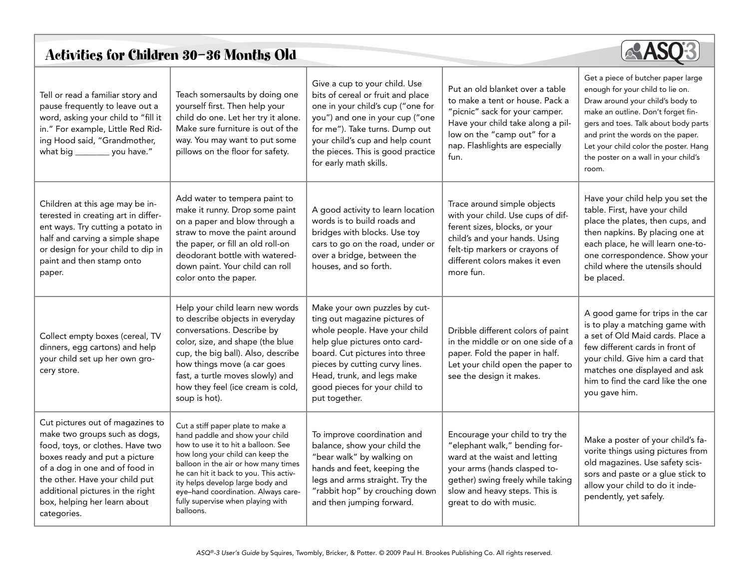# Activities for Children 30–36 Months Old

| | | | | |
|---|---|---|---|---|
| Tell or read a familiar story and pause frequently to leave out a word, asking your child to "fill it in." For example, Little Red Riding Hood said, "Grandmother, what big ________ you have." | Teach somersaults by doing one yourself first. Then help your child do one. Let her try it alone. Make sure furniture is out of the way. You may want to put some pillows on the floor for safety. | Give a cup to your child. Use bits of cereal or fruit and place one in your child's cup ("one for you") and one in your cup ("one for me"). Take turns. Dump out your child's cup and help count the pieces. This is good practice for early math skills. | Put an old blanket over a table to make a tent or house. Pack a "picnic" sack for your camper. Have your child take along a pillow on the "camp out" for a nap. Flashlights are especially fun. | Get a piece of butcher paper large enough for your child to lie on. Draw around your child's body to make an outline. Don't forget fingers and toes. Talk about body parts and print the words on the paper. Let your child color the poster. Hang the poster on a wall in your child's room. |
| Children at this age may be interested in creating art in different ways. Try cutting a potato in half and carving a simple shape or design for your child to dip in paint and then stamp onto paper. | Add water to tempera paint to make it runny. Drop some paint on a paper and blow through a straw to move the paint around the paper, or fill an old roll-on deodorant bottle with watered-down paint. Your child can roll color onto the paper. | A good activity to learn location words is to build roads and bridges with blocks. Use toy cars to go on the road, under or over a bridge, between the houses, and so forth. | Trace around simple objects with your child. Use cups of different sizes, blocks, or your child's and your hands. Using felt-tip markers or crayons of different colors makes it even more fun. | Have your child help you set the table. First, have your child place the plates, then cups, and then napkins. By placing one at each place, he will learn one-to-one correspondence. Show your child where the utensils should be placed. |
| Collect empty boxes (cereal, TV dinners, egg cartons) and help your child set up her own grocery store. | Help your child learn new words to describe objects in everyday conversations. Describe by color, size, and shape (the blue cup, the big ball). Also, describe how things move (a car goes fast, a turtle moves slowly) and how they feel (ice cream is cold, soup is hot). | Make your own puzzles by cutting out magazine pictures of whole people. Have your child help glue pictures onto cardboard. Cut pictures into three pieces by cutting curvy lines. Head, trunk, and legs make good pieces for your child to put together. | Dribble different colors of paint in the middle or on one side of a paper. Fold the paper in half. Let your child open the paper to see the design it makes. | A good game for trips in the car is to play a matching game with a set of Old Maid cards. Place a few different cards in front of your child. Give him a card that matches one displayed and ask him to find the card like the one you gave him. |
| Cut pictures out of magazines to make two groups such as dogs, food, toys, or clothes. Have two boxes ready and put a picture of a dog in one and of food in the other. Have your child put additional pictures in the right box, helping her learn about categories. | Cut a stiff paper plate to make a hand paddle and show your child how to use it to hit a balloon. See how long your child can keep the balloon in the air or how many times he can hit it back to you. This activity helps develop large body and eye–hand coordination. Always carefully supervise when playing with balloons. | To improve coordination and balance, show your child the "bear walk" by walking on hands and feet, keeping the legs and arms straight. Try the "rabbit hop" by crouching down and then jumping forward. | Encourage your child to try the "elephant walk," bending forward at the waist and letting your arms (hands clasped together) swing freely while taking slow and heavy steps. This is great to do with music. | Make a poster of your child's favorite things using pictures from old magazines. Use safety scissors and paste or a glue stick to allow your child to do it independently, yet safely. |

*ASQ®-3 User's Guide* by Squires, Twombly, Bricker, & Potter. © 2009 Paul H. Brookes Publishing Co. All rights reserved.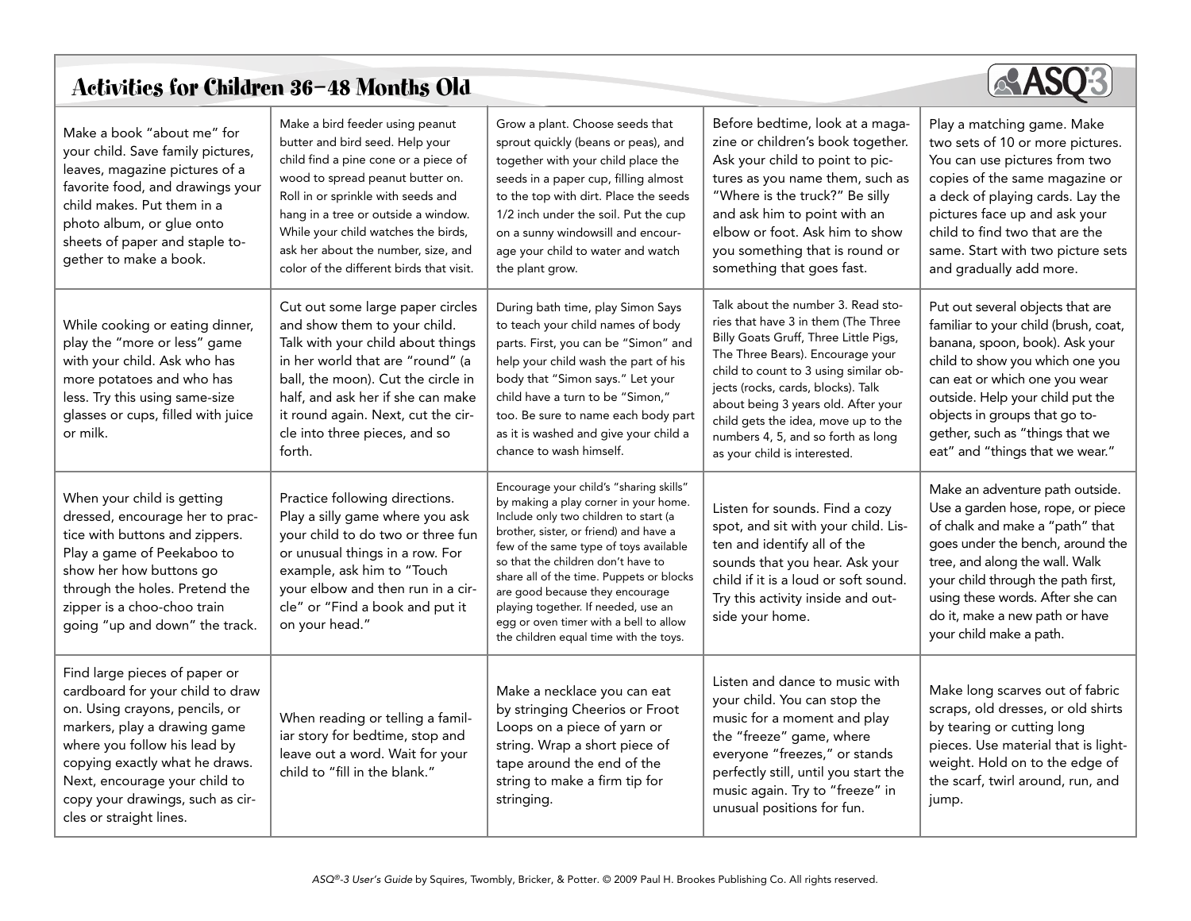# Activities for Children 36–48 Months Old

| | | | | |
|---|---|---|---|---|
| Make a book "about me" for your child. Save family pictures, leaves, magazine pictures of a favorite food, and drawings your child makes. Put them in a photo album, or glue onto sheets of paper and staple together to make a book. | Make a bird feeder using peanut butter and bird seed. Help your child find a pine cone or a piece of wood to spread peanut butter on. Roll in or sprinkle with seeds and hang in a tree or outside a window. While your child watches the birds, ask her about the number, size, and color of the different birds that visit. | Grow a plant. Choose seeds that sprout quickly (beans or peas), and together with your child place the seeds in a paper cup, filling almost to the top with dirt. Place the seeds 1/2 inch under the soil. Put the cup on a sunny windowsill and encourage your child to water and watch the plant grow. | Before bedtime, look at a magazine or children's book together. Ask your child to point to pictures as you name them, such as "Where is the truck?" Be silly and ask him to point with an elbow or foot. Ask him to show you something that is round or something that goes fast. | Play a matching game. Make two sets of 10 or more pictures. You can use pictures from two copies of the same magazine or a deck of playing cards. Lay the pictures face up and ask your child to find two that are the same. Start with two picture sets and gradually add more. |
| While cooking or eating dinner, play the "more or less" game with your child. Ask who has more potatoes and who has less. Try this using same-size glasses or cups, filled with juice or milk. | Cut out some large paper circles and show them to your child. Talk with your child about things in her world that are "round" (a ball, the moon). Cut the circle in half, and ask her if she can make it round again. Next, cut the circle into three pieces, and so forth. | During bath time, play Simon Says to teach your child names of body parts. First, you can be "Simon" and help your child wash the part of his body that "Simon says." Let your child have a turn to be "Simon," too. Be sure to name each body part as it is washed and give your child a chance to wash himself. | Talk about the number 3. Read stories that have 3 in them (The Three Billy Goats Gruff, Three Little Pigs, The Three Bears). Encourage your child to count to 3 using similar objects (rocks, cards, blocks). Talk about being 3 years old. After your child gets the idea, move up to the numbers 4, 5, and so forth as long as your child is interested. | Put out several objects that are familiar to your child (brush, coat, banana, spoon, book). Ask your child to show you which one you can eat or which one you wear outside. Help your child put the objects in groups that go together, such as "things that we eat" and "things that we wear." |
| When your child is getting dressed, encourage her to practice with buttons and zippers. Play a game of Peekaboo to show her how buttons go through the holes. Pretend the zipper is a choo-choo train going "up and down" the track. | Practice following directions. Play a silly game where you ask your child to do two or three fun or unusual things in a row. For example, ask him to "Touch your elbow and then run in a circle" or "Find a book and put it on your head." | Encourage your child's "sharing skills" by making a play corner in your home. Include only two children to start (a brother, sister, or friend) and have a few of the same type of toys available so that the children don't have to share all of the time. Puppets or blocks are good because they encourage playing together. If needed, use an egg or oven timer with a bell to allow the children equal time with the toys. | Listen for sounds. Find a cozy spot, and sit with your child. Listen and identify all of the sounds that you hear. Ask your child if it is a loud or soft sound. Try this activity inside and outside your home. | Make an adventure path outside. Use a garden hose, rope, or piece of chalk and make a "path" that goes under the bench, around the tree, and along the wall. Walk your child through the path first, using these words. After she can do it, make a new path or have your child make a path. |
| Find large pieces of paper or cardboard for your child to draw on. Using crayons, pencils, or markers, play a drawing game where you follow his lead by copying exactly what he draws. Next, encourage your child to copy your drawings, such as circles or straight lines. | When reading or telling a familiar story for bedtime, stop and leave out a word. Wait for your child to "fill in the blank." | Make a necklace you can eat by stringing Cheerios or Froot Loops on a piece of yarn or string. Wrap a short piece of tape around the end of the string to make a firm tip for stringing. | Listen and dance to music with your child. You can stop the music for a moment and play the "freeze" game, where everyone "freezes," or stands perfectly still, until you start the music again. Try to "freeze" in unusual positions for fun. | Make long scarves out of fabric scraps, old dresses, or old shirts by tearing or cutting long pieces. Use material that is lightweight. Hold on to the edge of the scarf, twirl around, run, and jump. |

*ASQ®-3 User's Guide* by Squires, Twombly, Bricker, & Potter. © 2009 Paul H. Brookes Publishing Co. All rights reserved.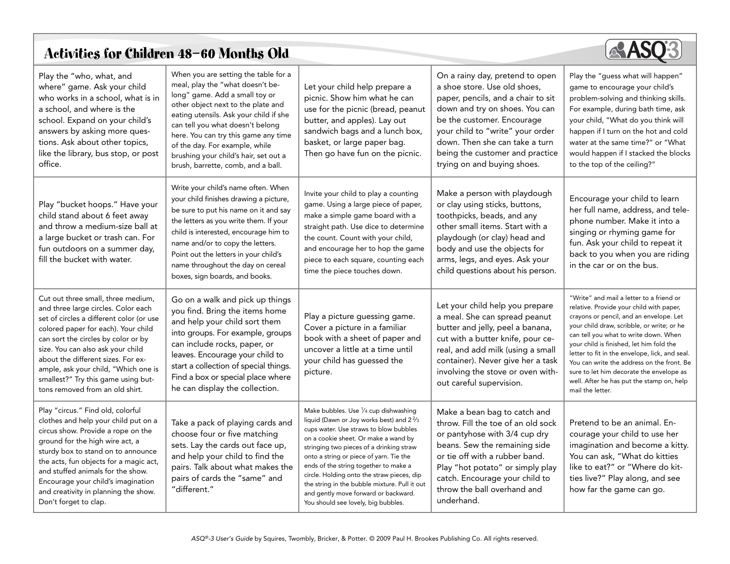# Activities for Children 48–60 Months Old

Play the "who, what, and where" game. Ask your child who works in a school, what is in a school, and where is the school. Expand on your child's answers by asking more questions. Ask about other topics, like the library, bus stop, or post office.

When you are setting the table for a meal, play the "what doesn't belong" game. Add a small toy or other object next to the plate and eating utensils. Ask your child if she can tell you what doesn't belong here. You can try this game any time of the day. For example, while brushing your child's hair, set out a brush, barrette, comb, and a ball.

Let your child help prepare a picnic. Show him what he can use for the picnic (bread, peanut butter, and apples). Lay out sandwich bags and a lunch box, basket, or large paper bag. Then go have fun on the picnic.

On a rainy day, pretend to open a shoe store. Use old shoes, paper, pencils, and a chair to sit down and try on shoes. You can be the customer. Encourage your child to "write" your order down. Then she can take a turn being the customer and practice trying on and buying shoes.

Play the "guess what will happen" game to encourage your child's problem-solving and thinking skills. For example, during bath time, ask your child, "What do you think will happen if I turn on the hot and cold water at the same time?" or "What would happen if I stacked the blocks to the top of the ceiling?"

Play "bucket hoops." Have your child stand about 6 feet away and throw a medium-size ball at a large bucket or trash can. For fun outdoors on a summer day, fill the bucket with water.

Write your child's name often. When your child finishes drawing a picture, be sure to put his name on it and say the letters as you write them. If your child is interested, encourage him to name and/or to copy the letters. Point out the letters in your child's name throughout the day on cereal boxes, sign boards, and books.

Invite your child to play a counting game. Using a large piece of paper, make a simple game board with a straight path. Use dice to determine the count. Count with your child, and encourage her to hop the game piece to each square, counting each time the piece touches down.

Make a person with playdough or clay using sticks, buttons, toothpicks, beads, and any other small items. Start with a playdough (or clay) head and body and use the objects for arms, legs, and eyes. Ask your child questions about his person.

Encourage your child to learn her full name, address, and telephone number. Make it into a singing or rhyming game for fun. Ask your child to repeat it back to you when you are riding in the car or on the bus.

Cut out three small, three medium, and three large circles. Color each set of circles a different color (or use colored paper for each). Your child can sort the circles by color or by size. You can also ask your child about the different sizes. For example, ask your child, "Which one is smallest?" Try this game using buttons removed from an old shirt.

Go on a walk and pick up things you find. Bring the items home and help your child sort them into groups. For example, groups can include rocks, paper, or leaves. Encourage your child to start a collection of special things. Find a box or special place where he can display the collection.

Play a picture guessing game. Cover a picture in a familiar book with a sheet of paper and uncover a little at a time until your child has guessed the picture.

Let your child help you prepare a meal. She can spread peanut butter and jelly, peel a banana, cut with a butter knife, pour cereal, and add milk (using a small container). Never give her a task involving the stove or oven without careful supervision.

"Write" and mail a letter to a friend or relative. Provide your child with paper, crayons or pencil, and an envelope. Let your child draw, scribble, or write; or he can tell you what to write down. When your child is finished, let him fold the letter to fit in the envelope, lick, and seal. You can write the address on the front. Be sure to let him decorate the envelope as well. After he has put the stamp on, help mail the letter.

Play "circus." Find old, colorful clothes and help your child put on a circus show. Provide a rope on the ground for the high wire act, a sturdy box to stand on to announce the acts, fun objects for a magic act, and stuffed animals for the show. Encourage your child's imagination and creativity in planning the show. Don't forget to clap.

Take a pack of playing cards and choose four or five matching sets. Lay the cards out face up, and help your child to find the pairs. Talk about what makes the pairs of cards the "same" and "different."

Make bubbles. Use $\frac{1}{4}$ cup dishwashing liquid (Dawn or Joy works best) and $2\frac{2}{3}$ cups water. Use straws to blow bubbles on a cookie sheet. Or make a wand by stringing two pieces of a drinking straw onto a string or piece of yarn. Tie the ends of the string together to make a circle. Holding onto the straw pieces, dip the string in the bubble mixture. Pull it out and gently move forward or backward. You should see lovely, big bubbles.

Make a bean bag to catch and throw. Fill the toe of an old sock or pantyhose with 3/4 cup dry beans. Sew the remaining side or tie off with a rubber band. Play "hot potato" or simply play catch. Encourage your child to throw the ball overhand and underhand.

Pretend to be an animal. Encourage your child to use her imagination and become a kitty. You can ask, "What do kitties like to eat?" or "Where do kitties live?" Play along, and see how far the game can go.

*ASQ®-3 User's Guide* by Squires, Twombly, Bricker, & Potter. © 2009 Paul H. Brookes Publishing Co. All rights reserved.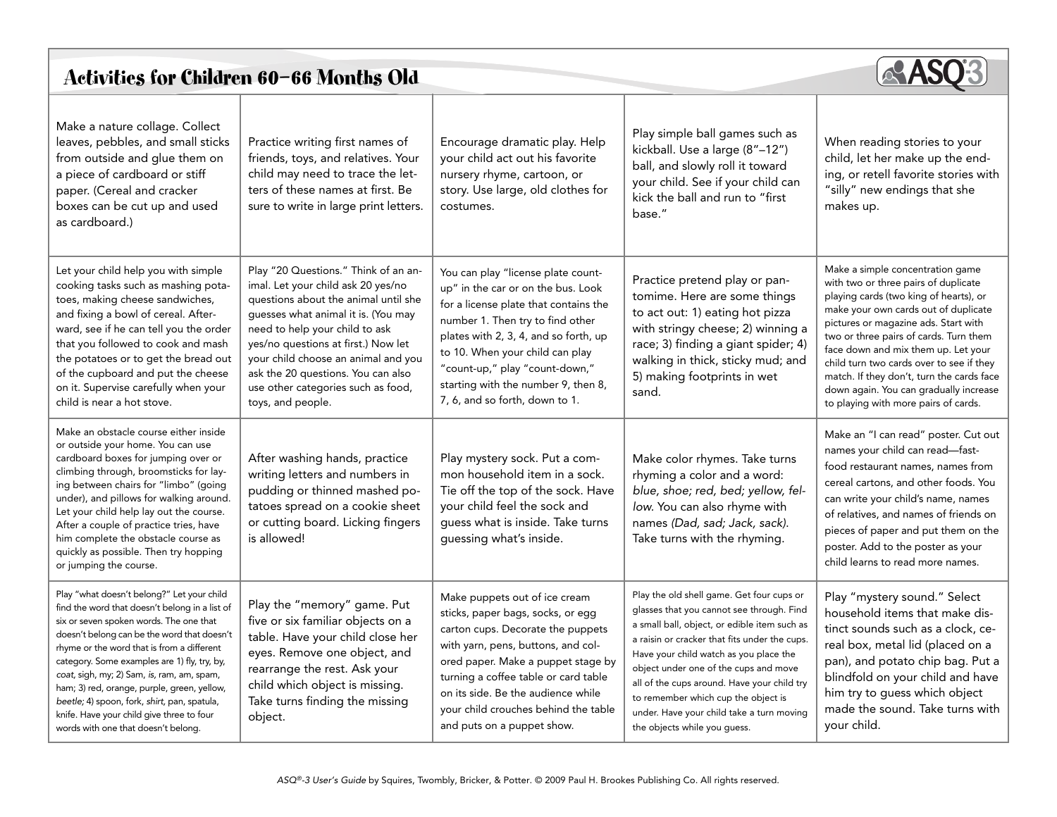# Activities for Children 60–66 Months Old

| | | | | |
|---|---|---|---|---|
| Make a nature collage. Collect leaves, pebbles, and small sticks from outside and glue them on a piece of cardboard or stiff paper. (Cereal and cracker boxes can be cut up and used as cardboard.) | Practice writing first names of friends, toys, and relatives. Your child may need to trace the letters of these names at first. Be sure to write in large print letters. | Encourage dramatic play. Help your child act out his favorite nursery rhyme, cartoon, or story. Use large, old clothes for costumes. | Play simple ball games such as kickball. Use a large (8"–12") ball, and slowly roll it toward your child. See if your child can kick the ball and run to "first base." | When reading stories to your child, let her make up the ending, or retell favorite stories with "silly" new endings that she makes up. |
| Let your child help you with simple cooking tasks such as mashing potatoes, making cheese sandwiches, and fixing a bowl of cereal. Afterward, see if he can tell you the order that you followed to cook and mash the potatoes or to get the bread out of the cupboard and put the cheese on it. Supervise carefully when your child is near a hot stove. | Play "20 Questions." Think of an animal. Let your child ask 20 yes/no questions about the animal until she guesses what animal it is. (You may need to help your child to ask yes/no questions at first.) Now let your child choose an animal and you ask the 20 questions. You can also use other categories such as food, toys, and people. | You can play "license plate count-up" in the car or on the bus. Look for a license plate that contains the number 1. Then try to find other plates with 2, 3, 4, and so forth, up to 10. When your child can play "count-up," play "count-down," starting with the number 9, then 8, 7, 6, and so forth, down to 1. | Practice pretend play or pantomime. Here are some things to act out: 1) eating hot pizza with stringy cheese; 2) winning a race; 3) finding a giant spider; 4) walking in thick, sticky mud; and 5) making footprints in wet sand. | Make a simple concentration game with two or three pairs of duplicate playing cards (two king of hearts), or make your own cards out of duplicate pictures or magazine ads. Start with two or three pairs of cards. Turn them face down and mix them up. Let your child turn two cards over to see if they match. If they don't, turn the cards face down again. You can gradually increase to playing with more pairs of cards. |
| Make an obstacle course either inside or outside your home. You can use cardboard boxes for jumping over or climbing through, broomsticks for laying between chairs for "limbo" (going under), and pillows for walking around. Let your child help lay out the course. After a couple of practice tries, have him complete the obstacle course as quickly as possible. Then try hopping or jumping the course. | After washing hands, practice writing letters and numbers in pudding or thinned mashed potatoes spread on a cookie sheet or cutting board. Licking fingers is allowed! | Play mystery sock. Put a common household item in a sock. Tie off the top of the sock. Have your child feel the sock and guess what is inside. Take turns guessing what's inside. | Make color rhymes. Take turns rhyming a color and a word: *blue, shoe; red, bed; yellow, fellow.* You can also rhyme with names *(Dad, sad; Jack, sack).* Take turns with the rhyming. | Make an "I can read" poster. Cut out names your child can read—fast-food restaurant names, names from cereal cartons, and other foods. You can write your child's name, names of relatives, and names of friends on pieces of paper and put them on the poster. Add to the poster as your child learns to read more names. |
| Play "what doesn't belong?" Let your child find the word that doesn't belong in a list of six or seven spoken words. The one that doesn't belong can be the word that doesn't rhyme or the word that is from a different category. Some examples are 1) fly, try, by, *coat*, sigh, my; 2) Sam, *is*, ram, am, spam, ham; 3) red, orange, purple, green, yellow, *beetle;* 4) spoon, fork, *shirt*, pan, spatula, knife. Have your child give three to four words with one that doesn't belong. | Play the "memory" game. Put five or six familiar objects on a table. Have your child close her eyes. Remove one object, and rearrange the rest. Ask your child which object is missing. Take turns finding the missing object. | Make puppets out of ice cream sticks, paper bags, socks, or egg carton cups. Decorate the puppets with yarn, pens, buttons, and colored paper. Make a puppet stage by turning a coffee table or card table on its side. Be the audience while your child crouches behind the table and puts on a puppet show. | Play the old shell game. Get four cups or glasses that you cannot see through. Find a small ball, object, or edible item such as a raisin or cracker that fits under the cups. Have your child watch as you place the object under one of the cups and move all of the cups around. Have your child try to remember which cup the object is under. Have your child take a turn moving the objects while you guess. | Play "mystery sound." Select household items that make distinct sounds such as a clock, cereal box, metal lid (placed on a pan), and potato chip bag. Put a blindfold on your child and have him try to guess which object made the sound. Take turns with your child. |

*ASQ®-3 User's Guide* by Squires, Twombly, Bricker, & Potter. © 2009 Paul H. Brookes Publishing Co. All rights reserved.